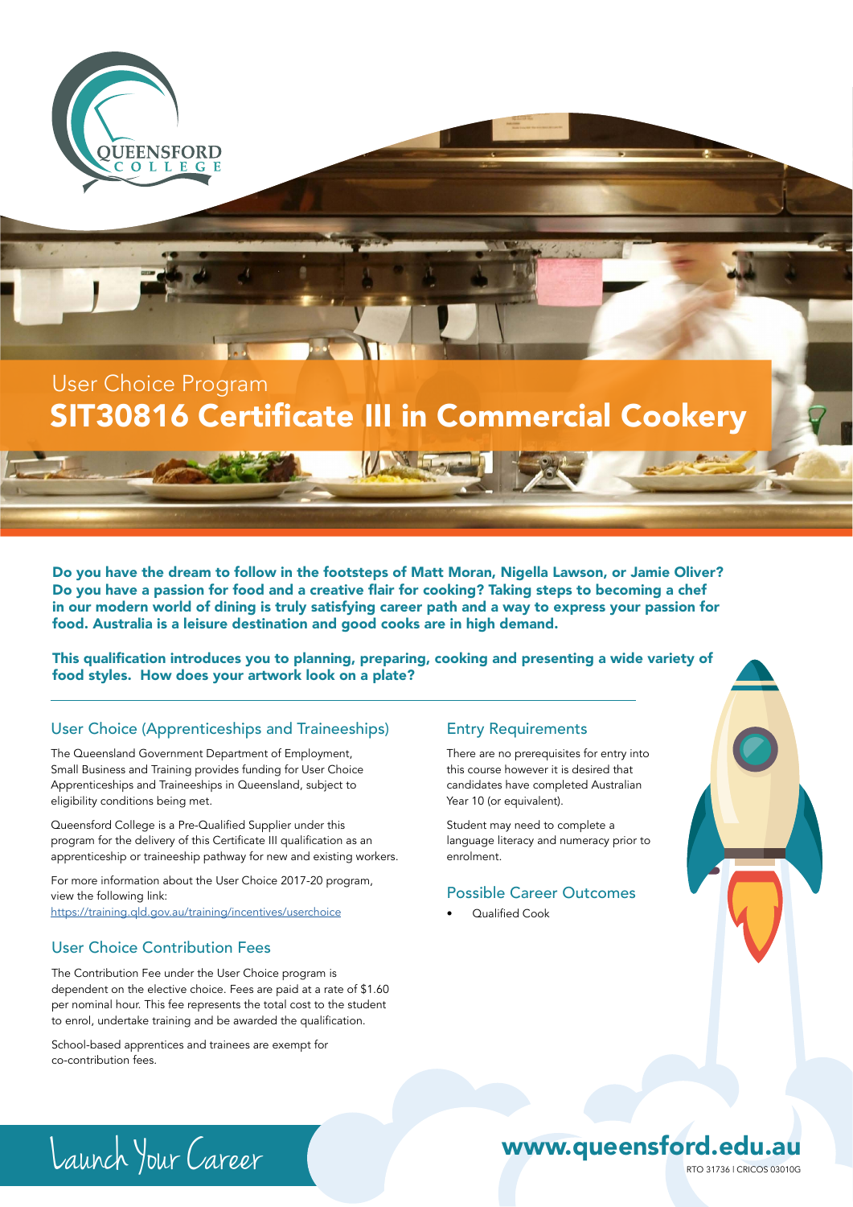QUEENSFORD COLLEGE

User Choice Program

# SIT30816 Certificate III in Commercial Cookery

**Do you have the dream to follow in the footsteps of Matt Moran, Nigella Lawson, or Jamie Oliver? Do you have a passion for food and a creative flair for cooking? Taking steps to becoming a chef in our modern world of dining is truly satisfying career path and a way to express your passion for food. Australia is a leisure destination and good cooks are in high demand.**

**This qualification introduces you to planning, preparing, cooking and presenting a wide variety of food styles. How does your artwork look on a plate?**

## User Choice (Apprenticeships and Traineeships)

The Queensland Government Department of Employment, Small Business and Training provides funding for User Choice Apprenticeships and Traineeships in Queensland, subject to eligibility conditions being met.

Queensford College is a Pre-Qualified Supplier under this program for the delivery of this Certificate III qualification as an apprenticeship or traineeship pathway for new and existing workers.

For more information about the User Choice 2017-20 program, view the following link:
https://training.qld.gov.au/training/incentives/userchoice

## User Choice Contribution Fees

The Contribution Fee under the User Choice program is dependent on the elective choice. Fees are paid at a rate of $1.60 per nominal hour. This fee represents the total cost to the student to enrol, undertake training and be awarded the qualification.

School-based apprentices and trainees are exempt for co-contribution fees.

## Entry Requirements

There are no prerequisites for entry into this course however it is desired that candidates have completed Australian Year 10 (or equivalent).

Student may need to complete a language literacy and numeracy prior to enrolment.

## Possible Career Outcomes

- Qualified Cook

Launch Your Career

www.queensford.edu.au

RTO 31736 | CRICOS 03010G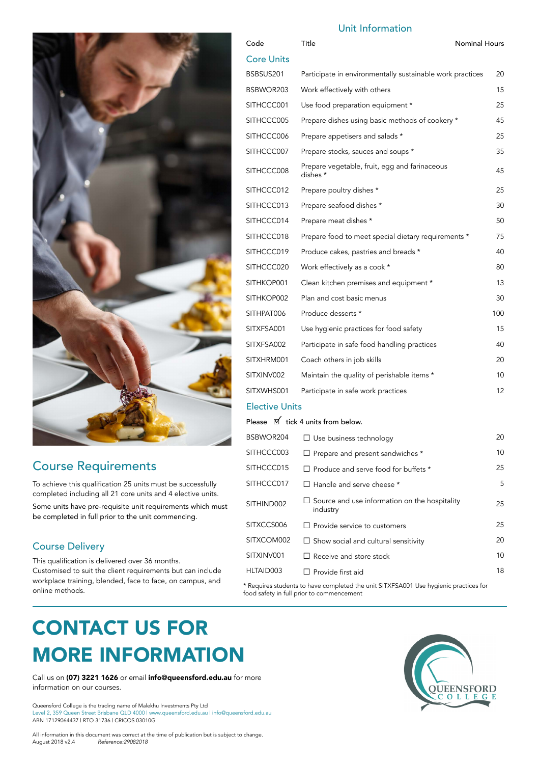## Course Requirements

To achieve this qualification 25 units must be successfully completed including all 21 core units and 4 elective units.

Some units have pre-requisite unit requirements which must be completed in full prior to the unit commencing.

## Course Delivery

This qualification is delivered over 36 months.
Customised to suit the client requirements but can include workplace training, blended, face to face, on campus, and online methods.

## Unit Information

| Code | Title | Nominal Hours |
|---|---|---|
| **Core Units** | | |
| BSBSUS201 | Participate in environmentally sustainable work practices | 20 |
| BSBWOR203 | Work effectively with others | 15 |
| SITHCCC001 | Use food preparation equipment * | 25 |
| SITHCCC005 | Prepare dishes using basic methods of cookery * | 45 |
| SITHCCC006 | Prepare appetisers and salads * | 25 |
| SITHCCC007 | Prepare stocks, sauces and soups * | 35 |
| SITHCCC008 | Prepare vegetable, fruit, egg and farinaceous dishes * | 45 |
| SITHCCC012 | Prepare poultry dishes * | 25 |
| SITHCCC013 | Prepare seafood dishes * | 30 |
| SITHCCC014 | Prepare meat dishes * | 50 |
| SITHCCC018 | Prepare food to meet special dietary requirements * | 75 |
| SITHCCC019 | Produce cakes, pastries and breads * | 40 |
| SITHCCC020 | Work effectively as a cook * | 80 |
| SITHKOP001 | Clean kitchen premises and equipment * | 13 |
| SITHKOP002 | Plan and cost basic menus | 30 |
| SITHPAT006 | Produce desserts * | 100 |
| SITXFSA001 | Use hygienic practices for food safety | 15 |
| SITXFSA002 | Participate in safe food handling practices | 40 |
| SITXHRM001 | Coach others in job skills | 20 |
| SITXINV002 | Maintain the quality of perishable items * | 10 |
| SITXWHS001 | Participate in safe work practices | 12 |

**Elective Units**

Please ☑ tick 4 units from below.

| Code | Title | Nominal Hours |
|---|---|---|
| BSBWOR204 | ☐ Use business technology | 20 |
| SITHCCC003 | ☐ Prepare and present sandwiches * | 10 |
| SITHCCC015 | ☐ Produce and serve food for buffets * | 25 |
| SITHCCC017 | ☐ Handle and serve cheese * | 5 |
| SITHIND002 | ☐ Source and use information on the hospitality industry | 25 |
| SITXCCS006 | ☐ Provide service to customers | 25 |
| SITXCOM002 | ☐ Show social and cultural sensitivity | 20 |
| SITXINV001 | ☐ Receive and store stock | 10 |
| HLTAID003 | ☐ Provide first aid | 18 |

* Requires students to have completed the unit SITXFSA001 Use hygienic practices for food safety in full prior to commencement

# CONTACT US FOR MORE INFORMATION

Call us on **(07) 3221 1626** or email **info@queensford.edu.au** for more information on our courses.

Queensford College is the trading name of Malekhu Investments Pty Ltd
Level 2, 359 Queen Street Brisbane QLD 4000 | www.queensford.edu.au | info@queensford.edu.au
ABN 17129064437 | RTO 31736 | CRICOS 03010G

QUEENSFORD COLLEGE

All information in this document was correct at the time of publication but is subject to change.
August 2018 v2.4 *Reference:29082018*